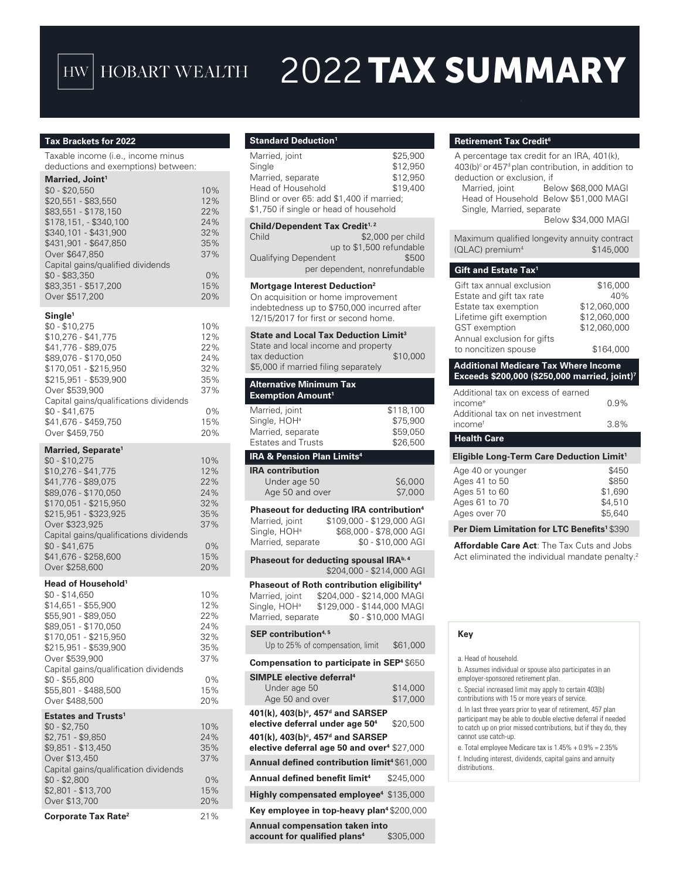# HW HOBART WEALTH

# 2022 TAX SUMMARY

## Tax Brackets for 2022

Taxable income (i.e., income minus deductions and exemptions) between:

### Married, Joint[1]

| | |
|---|---|
| $0 - $20,550 | 10% |
| $20,551 - $83,550 | 12% |
| $83,551 - $178,150 | 22% |
| $178,151, - $340,100 | 24% |
| $340,101 - $431,900 | 32% |
| $431,901 - $647,850 | 35% |
| Over $647,850 | 37% |
| Capital gains/qualified dividends | |
| $0 - $83,350 | 0% |
| $83,351 - $517,200 | 15% |
| Over $517,200 | 20% |

### Single[1]

| | |
|---|---|
| $0 - $10,275 | 10% |
| $10,276 - $41,775 | 12% |
| $41,776 - $89,075 | 22% |
| $89,076 - $170,050 | 24% |
| $170,051 - $215,950 | 32% |
| $215,951 - $539,900 | 35% |
| Over $539,900 | 37% |
| Capital gains/qualifications dividends | |
| $0 - $41,675 | 0% |
| $41,676 - $459,750 | 15% |
| Over $459,750 | 20% |

### Married, Separate[1]

| | |
|---|---|
| $0 - $10,275 | 10% |
| $10,276 - $41,775 | 12% |
| $41,776 - $89,075 | 22% |
| $89,076 - $170,050 | 24% |
| $170,051 - $215,950 | 32% |
| $215,951 - $323,925 | 35% |
| Over $323,925 | 37% |
| Capital gains/qualifications dividends | |
| $0 - $41,675 | 0% |
| $41,676 - $258,600 | 15% |
| Over $258,600 | 20% |

### Head of Household[1]

| | |
|---|---|
| $0 - $14,650 | 10% |
| $14,651 - $55,900 | 12% |
| $55,901 - $89,050 | 22% |
| $89,051 - $170,050 | 24% |
| $170,051 - $215,950 | 32% |
| $215,951 - $539,900 | 35% |
| Over $539,900 | 37% |
| Capital gains/qualification dividends | |
| $0 - $55,800 | 0% |
| $55,801 - $488,500 | 15% |
| Over $488,500 | 20% |

### Estates and Trusts[1]

| | |
|---|---|
| $0 - $2,750 | 10% |
| $2,751 - $9,850 | 24% |
| $9,851 - $13,450 | 35% |
| Over $13,450 | 37% |
| Capital gains/qualification dividends | |
| $0 - $2,800 | 0% |
| $2,801 - $13,700 | 15% |
| Over $13,700 | 20% |

**Corporate Tax Rate[2]** 21%

## Standard Deduction[1]

| | |
|---|---|
| Married, joint | $25,900 |
| Single | $12,950 |
| Married, separate | $12,950 |
| Head of Household | $19,400 |

Blind or over 65: add $1,400 if married; $1,750 if single or head of household

### Child/Dependent Tax Credit[1, 2]

| | |
|---|---|
| Child | $2,000 per child up to $1,500 refundable |
| Qualifying Dependent | $500 per dependent, nonrefundable |

### Mortgage Interest Deduction[2]

On acquisition or home improvement indebtedness up to $750,000 incurred after 12/15/2017 for first or second home.

### State and Local Tax Deduction Limit[3]

State and local income and property tax deduction $10,000

$5,000 if married filing separately

## Alternative Minimum Tax Exemption Amount[1]

| | |
|---|---|
| Married, joint | $118,100 |
| Single, HOH[a] | $75,900 |
| Married, separate | $59,050 |
| Estates and Trusts | $26,500 |

## IRA & Pension Plan Limits[4]

**IRA contribution**

| | |
|---|---|
| Under age 50 | $6,000 |
| Age 50 and over | $7,000 |

**Phaseout for deducting IRA contribution[4]**

| | |
|---|---|
| Married, joint | $109,000 - $129,000 AGI |
| Single, HOH[a] | $68,000 - $78,000 AGI |
| Married, separate | $0 - $10,000 AGI |

**Phaseout for deducting spousal IRA[b, 4]** $204,000 - $214,000 AGI

**Phaseout of Roth contribution eligibility[4]**

| | |
|---|---|
| Married, joint | $204,000 - $214,000 MAGI |
| Single, HOH[a] | $129,000 - $144,000 MAGI |
| Married, separate | $0 - $10,000 MAGI |

**SEP contribution[4, 5]**
Up to 25% of compensation, limit $61,000

**Compensation to participate in SEP[4]** $650

**SIMPLE elective deferral[4]**

| | |
|---|---|
| Under age 50 | $14,000 |
| Age 50 and over | $17,000 |

**401(k), 403(b)[c], 457[d] and SARSEP elective deferral under age 50[4]** $20,500

**401(k), 403(b)[c], 457[d] and SARSEP elective deferral age 50 and over[4]** $27,000

**Annual defined contribution limit[4]** $61,000

**Annual defined benefit limit[4]** $245,000

**Highly compensated employee[4]** $135,000

**Key employee in top-heavy plan[4]** $200,000

**Annual compensation taken into account for qualified plans[4]** $305,000

## Retirement Tax Credit[6]

A percentage tax credit for an IRA, 401(k), 403(b)[c] or 457[d] plan contribution, in addition to deduction or exclusion, if

| | |
|---|---|
| Married, joint | Below $68,000 MAGI |
| Head of Household | Below $51,000 MAGI |
| Single, Married, separate | Below $34,000 MAGI |

Maximum qualified longevity annuity contract (QLAC) premium[4] $145,000

## Gift and Estate Tax[1]

| | |
|---|---|
| Gift tax annual exclusion | $16,000 |
| Estate and gift tax rate | 40% |
| Estate tax exemption | $12,060,000 |
| Lifetime gift exemption | $12,060,000 |
| GST exemption | $12,060,000 |
| Annual exclusion for gifts to noncitizen spouse | $164,000 |

## Additional Medicare Tax Where Income Exceeds $200,000 ($250,000 married, joint)[7]

| | |
|---|---|
| Additional tax on excess of earned income[e] | 0.9% |
| Additional tax on net investment income[f] | 3.8% |

## Health Care

### Eligible Long-Term Care Deduction Limit[1]

| | |
|---|---|
| Age 40 or younger | $450 |
| Ages 41 to 50 | $850 |
| Ages 51 to 60 | $1,690 |
| Ages 61 to 70 | $4,510 |
| Ages over 70 | $5,640 |

**Per Diem Limitation for LTC Benefits[1]** $390

**Affordable Care Act**: The Tax Cuts and Jobs Act eliminated the individual mandate penalty.[2]

## Key

a. Head of household.

b. Assumes individual or spouse also participates in an employer-sponsored retirement plan.

c. Special increased limit may apply to certain 403(b) contributions with 15 or more years of service.

d. In last three years prior to year of retirement, 457 plan participant may be able to double elective deferral if needed to catch up on prior missed contributions, but if they do, they cannot use catch-up.

e. Total employee Medicare tax is 1.45% + 0.9% = 2.35%

f. Including interest, dividends, capital gains and annuity distributions.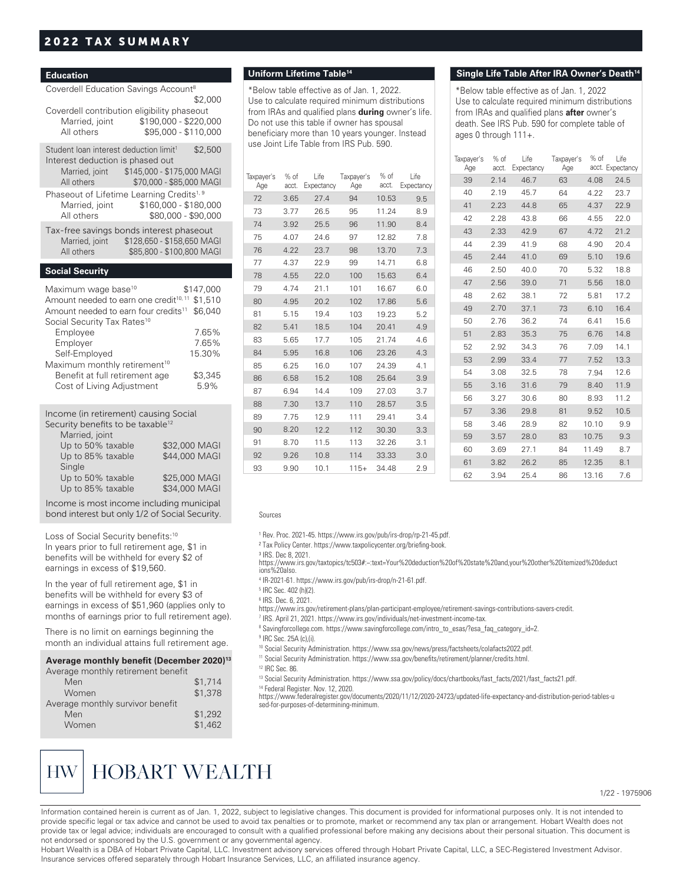# 2022 TAX SUMMARY

## Education

Coverdell Education Savings Account[8]
$2,000

Coverdell contribution eligibility phaseout

| | |
|---|---|
| Married, joint | $190,000 - $220,000 |
| All others | $95,000 - $110,000 |

Student loan interest deduction limit[1] $2,500

Interest deduction is phased out

| | |
|---|---|
| Married, joint | $145,000 - $175,000 MAGI |
| All others | $70,000 - $85,000 MAGI |

Phaseout of Lifetime Learning Credits[1, 9]

| | |
|---|---|
| Married, joint | $160,000 - $180,000 |
| All others | $80,000 - $90,000 |

Tax-free savings bonds interest phaseout

| | |
|---|---|
| Married, joint | $128,650 - $158,650 MAGI |
| All others | $85,800 - $100,800 MAGI |

## Social Security

| | |
|---|---|
| Maximum wage base[10] | $147,000 |
| Amount needed to earn one credit[10, 11] | $1,510 |
| Amount needed to earn four credits[11] | $6,040 |
| Social Security Tax Rates[10] | |
| Employee | 7.65% |
| Employer | 7.65% |
| Self-Employed | 15.30% |
| Maximum monthly retirement[10] | |
| Benefit at full retirement age | $3,345 |
| Cost of Living Adjustment | 5.9% |

Income (in retirement) causing Social Security benefits to be taxable[12]

| | |
|---|---|
| Married, joint | |
| Up to 50% taxable | $32,000 MAGI |
| Up to 85% taxable | $44,000 MAGI |
| Single | |
| Up to 50% taxable | $25,000 MAGI |
| Up to 85% taxable | $34,000 MAGI |

Income is most income including municipal bond interest but only 1/2 of Social Security.

Loss of Social Security benefits:[10]

In years prior to full retirement age, $1 in benefits will be withheld for every $2 of earnings in excess of $19,560.

In the year of full retirement age, $1 in benefits will be withheld for every $3 of earnings in excess of $51,960 (applies only to months of earnings prior to full retirement age).

There is no limit on earnings beginning the month an individual attains full retirement age.

**Average monthly benefit (December 2020)[13]**

| | |
|---|---|
| Average monthly retirement benefit | |
| Men | $1,714 |
| Women | $1,378 |
| Average monthly survivor benefit | |
| Men | $1,292 |
| Women | $1,462 |

## Uniform Lifetime Table[14]

*Below table effective as of Jan. 1, 2022. Use to calculate required minimum distributions from IRAs and qualified plans **during** owner's life. Do not use this table if owner has spousal beneficiary more than 10 years younger. Instead use Joint Life Table from IRS Pub. 590.

| Taxpayer's Age | % of acct. | Life Expectancy | Taxpayer's Age | % of acct. | Life Expectancy |
|---|---|---|---|---|---|
| 72 | 3.65 | 27.4 | 94 | 10.53 | 9.5 |
| 73 | 3.77 | 26.5 | 95 | 11.24 | 8.9 |
| 74 | 3.92 | 25.5 | 96 | 11.90 | 8.4 |
| 75 | 4.07 | 24.6 | 97 | 12.82 | 7.8 |
| 76 | 4.22 | 23.7 | 98 | 13.70 | 7.3 |
| 77 | 4.37 | 22.9 | 99 | 14.71 | 6.8 |
| 78 | 4.55 | 22.0 | 100 | 15.63 | 6.4 |
| 79 | 4.74 | 21.1 | 101 | 16.67 | 6.0 |
| 80 | 4.95 | 20.2 | 102 | 17.86 | 5.6 |
| 81 | 5.15 | 19.4 | 103 | 19.23 | 5.2 |
| 82 | 5.41 | 18.5 | 104 | 20.41 | 4.9 |
| 83 | 5.65 | 17.7 | 105 | 21.74 | 4.6 |
| 84 | 5.95 | 16.8 | 106 | 23.26 | 4.3 |
| 85 | 6.25 | 16.0 | 107 | 24.39 | 4.1 |
| 86 | 6.58 | 15.2 | 108 | 25.64 | 3.9 |
| 87 | 6.94 | 14.4 | 109 | 27.03 | 3.7 |
| 88 | 7.30 | 13.7 | 110 | 28.57 | 3.5 |
| 89 | 7.75 | 12.9 | 111 | 29.41 | 3.4 |
| 90 | 8.20 | 12.2 | 112 | 30.30 | 3.3 |
| 91 | 8.70 | 11.5 | 113 | 32.26 | 3.1 |
| 92 | 9.26 | 10.8 | 114 | 33.33 | 3.0 |
| 93 | 9.90 | 10.1 | 115+ | 34.48 | 2.9 |

## Single Life Table After IRA Owner's Death[14]

*Below table effective as of Jan. 1, 2022 Use to calculate required minimum distributions from IRAs and qualified plans **after** owner's death. See IRS Pub. 590 for complete table of ages 0 through 111+.

| Taxpayer's Age | % of acct. | Life Expectancy | Taxpayer's Age | % of acct. | Life Expectancy |
|---|---|---|---|---|---|
| 39 | 2.14 | 46.7 | 63 | 4.08 | 24.5 |
| 40 | 2.19 | 45.7 | 64 | 4.22 | 23.7 |
| 41 | 2.23 | 44.8 | 65 | 4.37 | 22.9 |
| 42 | 2.28 | 43.8 | 66 | 4.55 | 22.0 |
| 43 | 2.33 | 42.9 | 67 | 4.72 | 21.2 |
| 44 | 2.39 | 41.9 | 68 | 4.90 | 20.4 |
| 45 | 2.44 | 41.0 | 69 | 5.10 | 19.6 |
| 46 | 2.50 | 40.0 | 70 | 5.32 | 18.8 |
| 47 | 2.56 | 39.0 | 71 | 5.56 | 18.0 |
| 48 | 2.62 | 38.1 | 72 | 5.81 | 17.2 |
| 49 | 2.70 | 37.1 | 73 | 6.10 | 16.4 |
| 50 | 2.76 | 36.2 | 74 | 6.41 | 15.6 |
| 51 | 2.83 | 35.3 | 75 | 6.76 | 14.8 |
| 52 | 2.92 | 34.3 | 76 | 7.09 | 14.1 |
| 53 | 2.99 | 33.4 | 77 | 7.52 | 13.3 |
| 54 | 3.08 | 32.5 | 78 | 7.94 | 12.6 |
| 55 | 3.16 | 31.6 | 79 | 8.40 | 11.9 |
| 56 | 3.27 | 30.6 | 80 | 8.93 | 11.2 |
| 57 | 3.36 | 29.8 | 81 | 9.52 | 10.5 |
| 58 | 3.46 | 28.9 | 82 | 10.10 | 9.9 |
| 59 | 3.57 | 28.0 | 83 | 10.75 | 9.3 |
| 60 | 3.69 | 27.1 | 84 | 11.49 | 8.7 |
| 61 | 3.82 | 26.2 | 85 | 12.35 | 8.1 |
| 62 | 3.94 | 25.4 | 86 | 13.16 | 7.6 |

Sources

[1] Rev. Proc. 2021-45. https://www.irs.gov/pub/irs-drop/rp-21-45.pdf.
[2] Tax Policy Center. https://www.taxpolicycenter.org/briefing-book.
[3] IRS. Dec 8, 2021. https://www.irs.gov/taxtopics/tc503#:~:text=Your%20deduction%20of%20state%20and,your%20other%20itemized%20deductions%20also.
[4] IR-2021-61. https://www.irs.gov/pub/irs-drop/n-21-61.pdf.
[5] IRC Sec. 402 (h)(2).
[6] IRS. Dec. 6, 2021. https://www.irs.gov/retirement-plans/plan-participant-employee/retirement-savings-contributions-savers-credit.
[7] IRS. April 21, 2021. https://www.irs.gov/individuals/net-investment-income-tax.
[8] Savingforcollege.com. https://www.savingforcollege.com/intro_to_esas/?esa_faq_category_id=2.
[9] IRC Sec. 25A (c),(i).
[10] Social Security Administration. https://www.ssa.gov/news/press/factsheets/colafacts2022.pdf.
[11] Social Security Administration. https://www.ssa.gov/benefits/retirement/planner/credits.html.
[12] IRC Sec. 86.
[13] Social Security Administration. https://www.ssa.gov/policy/docs/chartbooks/fast_facts/2021/fast_facts21.pdf.
[14] Federal Register. Nov. 12, 2020. https://www.federalregister.gov/documents/2020/11/12/2020-24723/updated-life-expectancy-and-distribution-period-tables-used-for-purposes-of-determining-minimum.

HW | HOBART WEALTH

1/22 - 1975906

Information contained herein is current as of Jan. 1, 2022, subject to legislative changes. This document is provided for informational purposes only. It is not intended to provide specific legal or tax advice and cannot be used to avoid tax penalties or to promote, market or recommend any tax plan or arrangement. Hobart Wealth does not provide tax or legal advice; individuals are encouraged to consult with a qualified professional before making any decisions about their personal situation. This document is not endorsed or sponsored by the U.S. government or any governmental agency.
Hobart Wealth is a DBA of Hobart Private Capital, LLC. Investment advisory services offered through Hobart Private Capital, LLC, a SEC-Registered Investment Advisor. Insurance services offered separately through Hobart Insurance Services, LLC, an affiliated insurance agency.